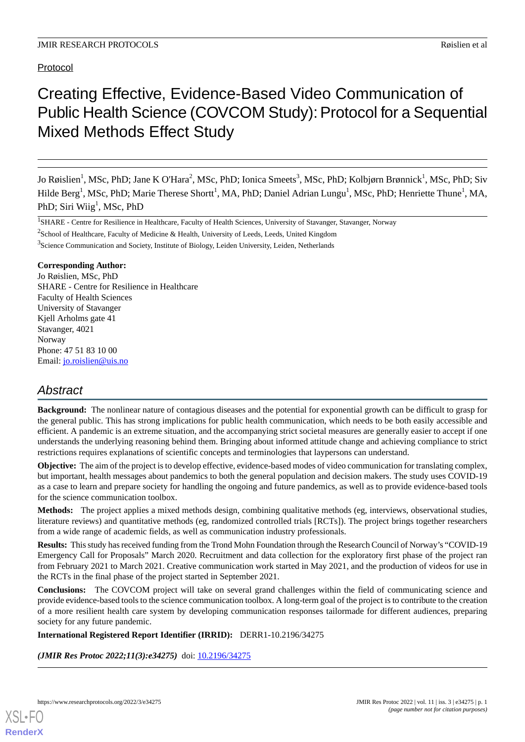Protocol

# Creating Effective, Evidence-Based Video Communication of Public Health Science (COVCOM Study): Protocol for a Sequential Mixed Methods Effect Study

Jo Røislien[1], MSc, PhD; Jane K O'Hara[2], MSc, PhD; Ionica Smeets[3], MSc, PhD; Kolbjørn Brønnick[1], MSc, PhD; Siv Hilde Berg[1], MSc, PhD; Marie Therese Shortt[1], MA, PhD; Daniel Adrian Lungu[1], MSc, PhD; Henriette Thune[1], MA, PhD; Siri Wiig[1], MSc, PhD

[1]SHARE - Centre for Resilience in Healthcare, Faculty of Health Sciences, University of Stavanger, Stavanger, Norway

[2]School of Healthcare, Faculty of Medicine & Health, University of Leeds, Leeds, United Kingdom

[3]Science Communication and Society, Institute of Biology, Leiden University, Leiden, Netherlands

**Corresponding Author:**
Jo Røislien, MSc, PhD
SHARE - Centre for Resilience in Healthcare
Faculty of Health Sciences
University of Stavanger
Kjell Arholms gate 41
Stavanger, 4021
Norway
Phone: 47 51 83 10 00
Email: jo.roislien@uis.no

## Abstract

**Background:** The nonlinear nature of contagious diseases and the potential for exponential growth can be difficult to grasp for the general public. This has strong implications for public health communication, which needs to be both easily accessible and efficient. A pandemic is an extreme situation, and the accompanying strict societal measures are generally easier to accept if one understands the underlying reasoning behind them. Bringing about informed attitude change and achieving compliance to strict restrictions requires explanations of scientific concepts and terminologies that laypersons can understand.

**Objective:** The aim of the project is to develop effective, evidence-based modes of video communication for translating complex, but important, health messages about pandemics to both the general population and decision makers. The study uses COVID-19 as a case to learn and prepare society for handling the ongoing and future pandemics, as well as to provide evidence-based tools for the science communication toolbox.

**Methods:** The project applies a mixed methods design, combining qualitative methods (eg, interviews, observational studies, literature reviews) and quantitative methods (eg, randomized controlled trials [RCTs]). The project brings together researchers from a wide range of academic fields, as well as communication industry professionals.

**Results:** This study has received funding from the Trond Mohn Foundation through the Research Council of Norway's "COVID-19 Emergency Call for Proposals" March 2020. Recruitment and data collection for the exploratory first phase of the project ran from February 2021 to March 2021. Creative communication work started in May 2021, and the production of videos for use in the RCTs in the final phase of the project started in September 2021.

**Conclusions:** The COVCOM project will take on several grand challenges within the field of communicating science and provide evidence-based tools to the science communication toolbox. A long-term goal of the project is to contribute to the creation of a more resilient health care system by developing communication responses tailormade for different audiences, preparing society for any future pandemic.

**International Registered Report Identifier (IRRID):** DERR1-10.2196/34275

***(JMIR Res Protoc 2022;11(3):e34275)*** doi: 10.2196/34275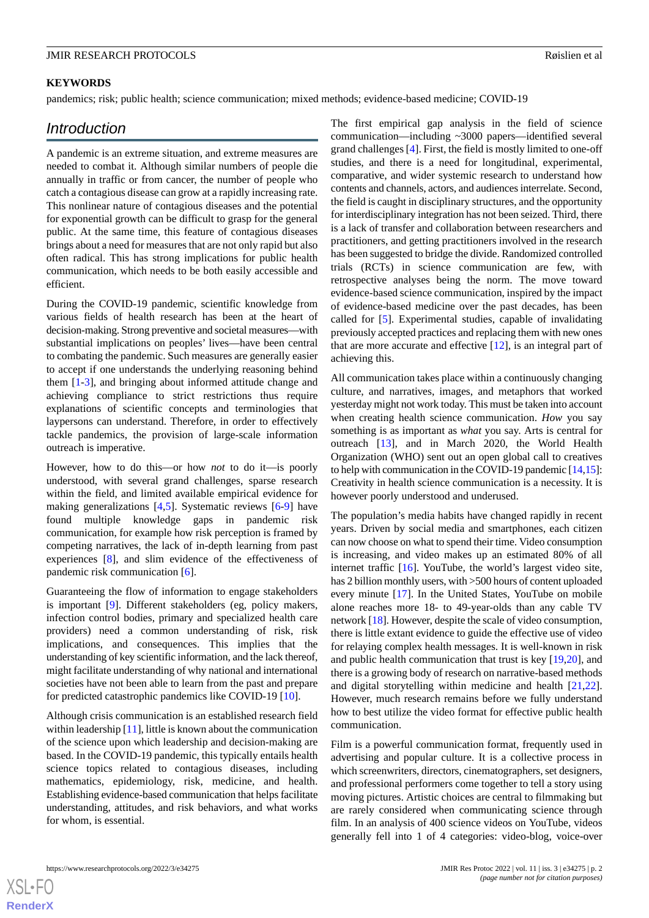## KEYWORDS

pandemics; risk; public health; science communication; mixed methods; evidence-based medicine; COVID-19

## Introduction

A pandemic is an extreme situation, and extreme measures are needed to combat it. Although similar numbers of people die annually in traffic or from cancer, the number of people who catch a contagious disease can grow at a rapidly increasing rate. This nonlinear nature of contagious diseases and the potential for exponential growth can be difficult to grasp for the general public. At the same time, this feature of contagious diseases brings about a need for measures that are not only rapid but also often radical. This has strong implications for public health communication, which needs to be both easily accessible and efficient.

During the COVID-19 pandemic, scientific knowledge from various fields of health research has been at the heart of decision-making. Strong preventive and societal measures—with substantial implications on peoples' lives—have been central to combating the pandemic. Such measures are generally easier to accept if one understands the underlying reasoning behind them [1-3], and bringing about informed attitude change and achieving compliance to strict restrictions thus require explanations of scientific concepts and terminologies that laypersons can understand. Therefore, in order to effectively tackle pandemics, the provision of large-scale information outreach is imperative.

However, how to do this—or how *not* to do it—is poorly understood, with several grand challenges, sparse research within the field, and limited available empirical evidence for making generalizations [4,5]. Systematic reviews [6-9] have found multiple knowledge gaps in pandemic risk communication, for example how risk perception is framed by competing narratives, the lack of in-depth learning from past experiences [8], and slim evidence of the effectiveness of pandemic risk communication [6].

Guaranteeing the flow of information to engage stakeholders is important [9]. Different stakeholders (eg, policy makers, infection control bodies, primary and specialized health care providers) need a common understanding of risk, risk implications, and consequences. This implies that the understanding of key scientific information, and the lack thereof, might facilitate understanding of why national and international societies have not been able to learn from the past and prepare for predicted catastrophic pandemics like COVID-19 [10].

Although crisis communication is an established research field within leadership [11], little is known about the communication of the science upon which leadership and decision-making are based. In the COVID-19 pandemic, this typically entails health science topics related to contagious diseases, including mathematics, epidemiology, risk, medicine, and health. Establishing evidence-based communication that helps facilitate understanding, attitudes, and risk behaviors, and what works for whom, is essential.

The first empirical gap analysis in the field of science communication—including ~3000 papers—identified several grand challenges [4]. First, the field is mostly limited to one-off studies, and there is a need for longitudinal, experimental, comparative, and wider systemic research to understand how contents and channels, actors, and audiences interrelate. Second, the field is caught in disciplinary structures, and the opportunity for interdisciplinary integration has not been seized. Third, there is a lack of transfer and collaboration between researchers and practitioners, and getting practitioners involved in the research has been suggested to bridge the divide. Randomized controlled trials (RCTs) in science communication are few, with retrospective analyses being the norm. The move toward evidence-based science communication, inspired by the impact of evidence-based medicine over the past decades, has been called for [5]. Experimental studies, capable of invalidating previously accepted practices and replacing them with new ones that are more accurate and effective [12], is an integral part of achieving this.

All communication takes place within a continuously changing culture, and narratives, images, and metaphors that worked yesterday might not work today. This must be taken into account when creating health science communication. *How* you say something is as important as *what* you say. Arts is central for outreach [13], and in March 2020, the World Health Organization (WHO) sent out an open global call to creatives to help with communication in the COVID-19 pandemic [14,15]: Creativity in health science communication is a necessity. It is however poorly understood and underused.

The population's media habits have changed rapidly in recent years. Driven by social media and smartphones, each citizen can now choose on what to spend their time. Video consumption is increasing, and video makes up an estimated 80% of all internet traffic [16]. YouTube, the world's largest video site, has 2 billion monthly users, with >500 hours of content uploaded every minute [17]. In the United States, YouTube on mobile alone reaches more 18- to 49-year-olds than any cable TV network [18]. However, despite the scale of video consumption, there is little extant evidence to guide the effective use of video for relaying complex health messages. It is well-known in risk and public health communication that trust is key [19,20], and there is a growing body of research on narrative-based methods and digital storytelling within medicine and health [21,22]. However, much research remains before we fully understand how to best utilize the video format for effective public health communication.

Film is a powerful communication format, frequently used in advertising and popular culture. It is a collective process in which screenwriters, directors, cinematographers, set designers, and professional performers come together to tell a story using moving pictures. Artistic choices are central to filmmaking but are rarely considered when communicating science through film. In an analysis of 400 science videos on YouTube, videos generally fell into 1 of 4 categories: video-blog, voice-over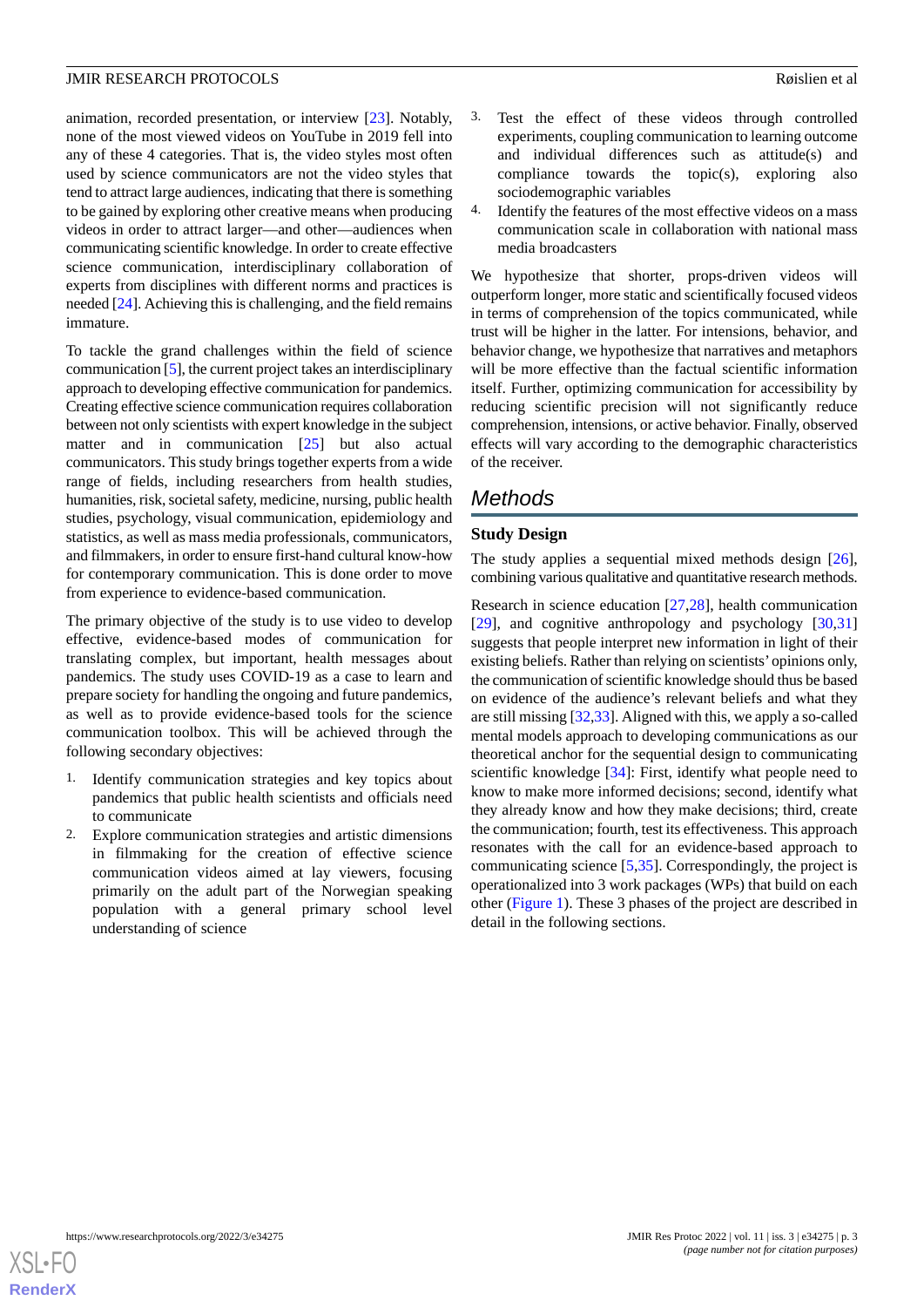animation, recorded presentation, or interview [23]. Notably, none of the most viewed videos on YouTube in 2019 fell into any of these 4 categories. That is, the video styles most often used by science communicators are not the video styles that tend to attract large audiences, indicating that there is something to be gained by exploring other creative means when producing videos in order to attract larger—and other—audiences when communicating scientific knowledge. In order to create effective science communication, interdisciplinary collaboration of experts from disciplines with different norms and practices is needed [24]. Achieving this is challenging, and the field remains immature.

To tackle the grand challenges within the field of science communication [5], the current project takes an interdisciplinary approach to developing effective communication for pandemics. Creating effective science communication requires collaboration between not only scientists with expert knowledge in the subject matter and in communication [25] but also actual communicators. This study brings together experts from a wide range of fields, including researchers from health studies, humanities, risk, societal safety, medicine, nursing, public health studies, psychology, visual communication, epidemiology and statistics, as well as mass media professionals, communicators, and filmmakers, in order to ensure first-hand cultural know-how for contemporary communication. This is done order to move from experience to evidence-based communication.

The primary objective of the study is to use video to develop effective, evidence-based modes of communication for translating complex, but important, health messages about pandemics. The study uses COVID-19 as a case to learn and prepare society for handling the ongoing and future pandemics, as well as to provide evidence-based tools for the science communication toolbox. This will be achieved through the following secondary objectives:

1. Identify communication strategies and key topics about pandemics that public health scientists and officials need to communicate
2. Explore communication strategies and artistic dimensions in filmmaking for the creation of effective science communication videos aimed at lay viewers, focusing primarily on the adult part of the Norwegian speaking population with a general primary school level understanding of science
3. Test the effect of these videos through controlled experiments, coupling communication to learning outcome and individual differences such as attitude(s) and compliance towards the topic(s), exploring also sociodemographic variables
4. Identify the features of the most effective videos on a mass communication scale in collaboration with national mass media broadcasters

We hypothesize that shorter, props-driven videos will outperform longer, more static and scientifically focused videos in terms of comprehension of the topics communicated, while trust will be higher in the latter. For intensions, behavior, and behavior change, we hypothesize that narratives and metaphors will be more effective than the factual scientific information itself. Further, optimizing communication for accessibility by reducing scientific precision will not significantly reduce comprehension, intensions, or active behavior. Finally, observed effects will vary according to the demographic characteristics of the receiver.

## Methods

### Study Design

The study applies a sequential mixed methods design [26], combining various qualitative and quantitative research methods.

Research in science education [27,28], health communication [29], and cognitive anthropology and psychology [30,31] suggests that people interpret new information in light of their existing beliefs. Rather than relying on scientists' opinions only, the communication of scientific knowledge should thus be based on evidence of the audience's relevant beliefs and what they are still missing [32,33]. Aligned with this, we apply a so-called mental models approach to developing communications as our theoretical anchor for the sequential design to communicating scientific knowledge [34]: First, identify what people need to know to make more informed decisions; second, identify what they already know and how they make decisions; third, create the communication; fourth, test its effectiveness. This approach resonates with the call for an evidence-based approach to communicating science [5,35]. Correspondingly, the project is operationalized into 3 work packages (WPs) that build on each other (Figure 1). These 3 phases of the project are described in detail in the following sections.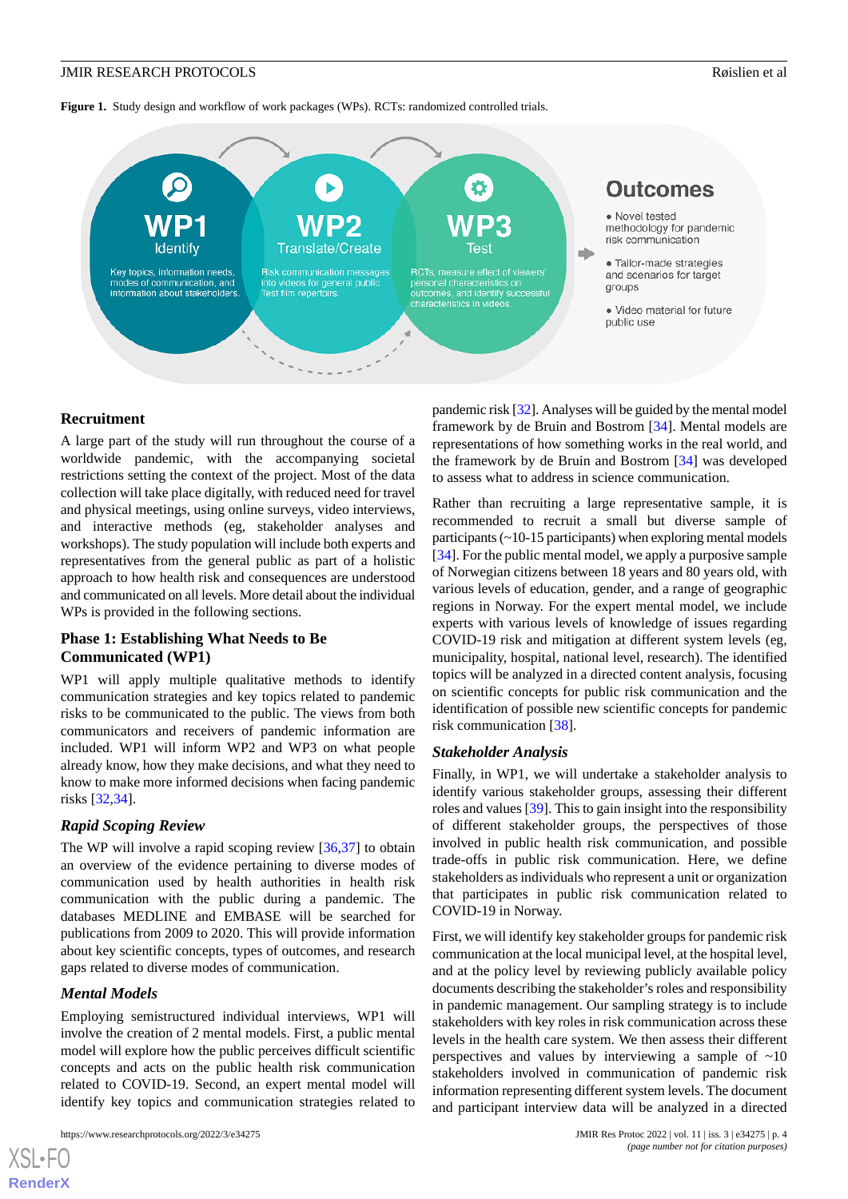**Figure 1.** Study design and workflow of work packages (WPs). RCTs: randomized controlled trials.

**WP1** Identify

Key topics, information needs, modes of communication, and information about stakeholders.

**WP2** Translate/Create

Risk communication messages into videos for general public. Test film repertoirs.

**WP3** Test

RCTs, measure effect of viewers' personal characteristics on outcomes, and identify successful characteristics in videos.

**Outcomes**

- Novel tested methodology for pandemic risk communication
- Tailor-made strategies and scenarios for target groups
- Video material for future public use

## Recruitment

A large part of the study will run throughout the course of a worldwide pandemic, with the accompanying societal restrictions setting the context of the project. Most of the data collection will take place digitally, with reduced need for travel and physical meetings, using online surveys, video interviews, and interactive methods (eg, stakeholder analyses and workshops). The study population will include both experts and representatives from the general public as part of a holistic approach to how health risk and consequences are understood and communicated on all levels. More detail about the individual WPs is provided in the following sections.

## Phase 1: Establishing What Needs to Be Communicated (WP1)

WP1 will apply multiple qualitative methods to identify communication strategies and key topics related to pandemic risks to be communicated to the public. The views from both communicators and receivers of pandemic information are included. WP1 will inform WP2 and WP3 on what people already know, how they make decisions, and what they need to know to make more informed decisions when facing pandemic risks [32,34].

### *Rapid Scoping Review*

The WP will involve a rapid scoping review [36,37] to obtain an overview of the evidence pertaining to diverse modes of communication used by health authorities in health risk communication with the public during a pandemic. The databases MEDLINE and EMBASE will be searched for publications from 2009 to 2020. This will provide information about key scientific concepts, types of outcomes, and research gaps related to diverse modes of communication.

### *Mental Models*

Employing semistructured individual interviews, WP1 will involve the creation of 2 mental models. First, a public mental model will explore how the public perceives difficult scientific concepts and acts on the public health risk communication related to COVID-19. Second, an expert mental model will identify key topics and communication strategies related to pandemic risk [32]. Analyses will be guided by the mental model framework by de Bruin and Bostrom [34]. Mental models are representations of how something works in the real world, and the framework by de Bruin and Bostrom [34] was developed to assess what to address in science communication.

Rather than recruiting a large representative sample, it is recommended to recruit a small but diverse sample of participants (~10-15 participants) when exploring mental models [34]. For the public mental model, we apply a purposive sample of Norwegian citizens between 18 years and 80 years old, with various levels of education, gender, and a range of geographic regions in Norway. For the expert mental model, we include experts with various levels of knowledge of issues regarding COVID-19 risk and mitigation at different system levels (eg, municipality, hospital, national level, research). The identified topics will be analyzed in a directed content analysis, focusing on scientific concepts for public risk communication and the identification of possible new scientific concepts for pandemic risk communication [38].

### *Stakeholder Analysis*

Finally, in WP1, we will undertake a stakeholder analysis to identify various stakeholder groups, assessing their different roles and values [39]. This to gain insight into the responsibility of different stakeholder groups, the perspectives of those involved in public health risk communication, and possible trade-offs in public risk communication. Here, we define stakeholders as individuals who represent a unit or organization that participates in public risk communication related to COVID-19 in Norway.

First, we will identify key stakeholder groups for pandemic risk communication at the local municipal level, at the hospital level, and at the policy level by reviewing publicly available policy documents describing the stakeholder's roles and responsibility in pandemic management. Our sampling strategy is to include stakeholders with key roles in risk communication across these levels in the health care system. We then assess their different perspectives and values by interviewing a sample of ~10 stakeholders involved in communication of pandemic risk information representing different system levels. The document and participant interview data will be analyzed in a directed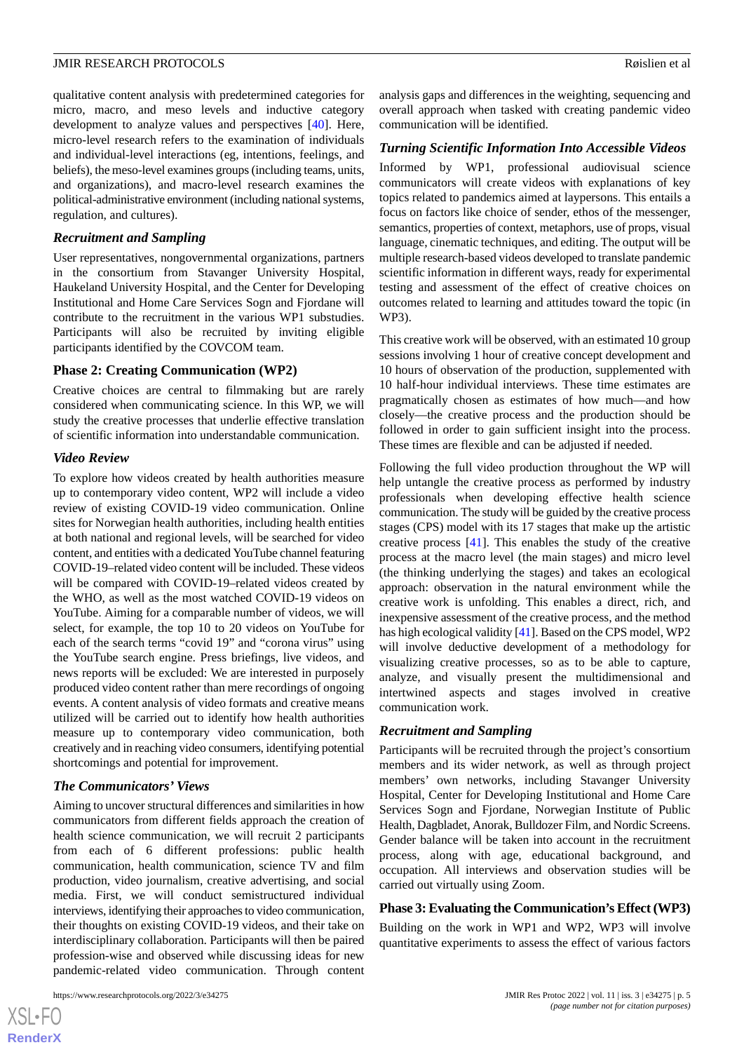qualitative content analysis with predetermined categories for micro, macro, and meso levels and inductive category development to analyze values and perspectives [40]. Here, micro-level research refers to the examination of individuals and individual-level interactions (eg, intentions, feelings, and beliefs), the meso-level examines groups (including teams, units, and organizations), and macro-level research examines the political-administrative environment (including national systems, regulation, and cultures).

### Recruitment and Sampling

User representatives, nongovernmental organizations, partners in the consortium from Stavanger University Hospital, Haukeland University Hospital, and the Center for Developing Institutional and Home Care Services Sogn and Fjordane will contribute to the recruitment in the various WP1 substudies. Participants will also be recruited by inviting eligible participants identified by the COVCOM team.

## Phase 2: Creating Communication (WP2)

Creative choices are central to filmmaking but are rarely considered when communicating science. In this WP, we will study the creative processes that underlie effective translation of scientific information into understandable communication.

### Video Review

To explore how videos created by health authorities measure up to contemporary video content, WP2 will include a video review of existing COVID-19 video communication. Online sites for Norwegian health authorities, including health entities at both national and regional levels, will be searched for video content, and entities with a dedicated YouTube channel featuring COVID-19–related video content will be included. These videos will be compared with COVID-19–related videos created by the WHO, as well as the most watched COVID-19 videos on YouTube. Aiming for a comparable number of videos, we will select, for example, the top 10 to 20 videos on YouTube for each of the search terms "covid 19" and "corona virus" using the YouTube search engine. Press briefings, live videos, and news reports will be excluded: We are interested in purposely produced video content rather than mere recordings of ongoing events. A content analysis of video formats and creative means utilized will be carried out to identify how health authorities measure up to contemporary video communication, both creatively and in reaching video consumers, identifying potential shortcomings and potential for improvement.

### The Communicators' Views

Aiming to uncover structural differences and similarities in how communicators from different fields approach the creation of health science communication, we will recruit 2 participants from each of 6 different professions: public health communication, health communication, science TV and film production, video journalism, creative advertising, and social media. First, we will conduct semistructured individual interviews, identifying their approaches to video communication, their thoughts on existing COVID-19 videos, and their take on interdisciplinary collaboration. Participants will then be paired profession-wise and observed while discussing ideas for new pandemic-related video communication. Through content analysis gaps and differences in the weighting, sequencing and overall approach when tasked with creating pandemic video communication will be identified.

### Turning Scientific Information Into Accessible Videos

Informed by WP1, professional audiovisual science communicators will create videos with explanations of key topics related to pandemics aimed at laypersons. This entails a focus on factors like choice of sender, ethos of the messenger, semantics, properties of context, metaphors, use of props, visual language, cinematic techniques, and editing. The output will be multiple research-based videos developed to translate pandemic scientific information in different ways, ready for experimental testing and assessment of the effect of creative choices on outcomes related to learning and attitudes toward the topic (in WP3).

This creative work will be observed, with an estimated 10 group sessions involving 1 hour of creative concept development and 10 hours of observation of the production, supplemented with 10 half-hour individual interviews. These time estimates are pragmatically chosen as estimates of how much—and how closely—the creative process and the production should be followed in order to gain sufficient insight into the process. These times are flexible and can be adjusted if needed.

Following the full video production throughout the WP will help untangle the creative process as performed by industry professionals when developing effective health science communication. The study will be guided by the creative process stages (CPS) model with its 17 stages that make up the artistic creative process [41]. This enables the study of the creative process at the macro level (the main stages) and micro level (the thinking underlying the stages) and takes an ecological approach: observation in the natural environment while the creative work is unfolding. This enables a direct, rich, and inexpensive assessment of the creative process, and the method has high ecological validity [41]. Based on the CPS model, WP2 will involve deductive development of a methodology for visualizing creative processes, so as to be able to capture, analyze, and visually present the multidimensional and intertwined aspects and stages involved in creative communication work.

### Recruitment and Sampling

Participants will be recruited through the project's consortium members and its wider network, as well as through project members' own networks, including Stavanger University Hospital, Center for Developing Institutional and Home Care Services Sogn and Fjordane, Norwegian Institute of Public Health, Dagbladet, Anorak, Bulldozer Film, and Nordic Screens. Gender balance will be taken into account in the recruitment process, along with age, educational background, and occupation. All interviews and observation studies will be carried out virtually using Zoom.

## Phase 3: Evaluating the Communication's Effect (WP3)

Building on the work in WP1 and WP2, WP3 will involve quantitative experiments to assess the effect of various factors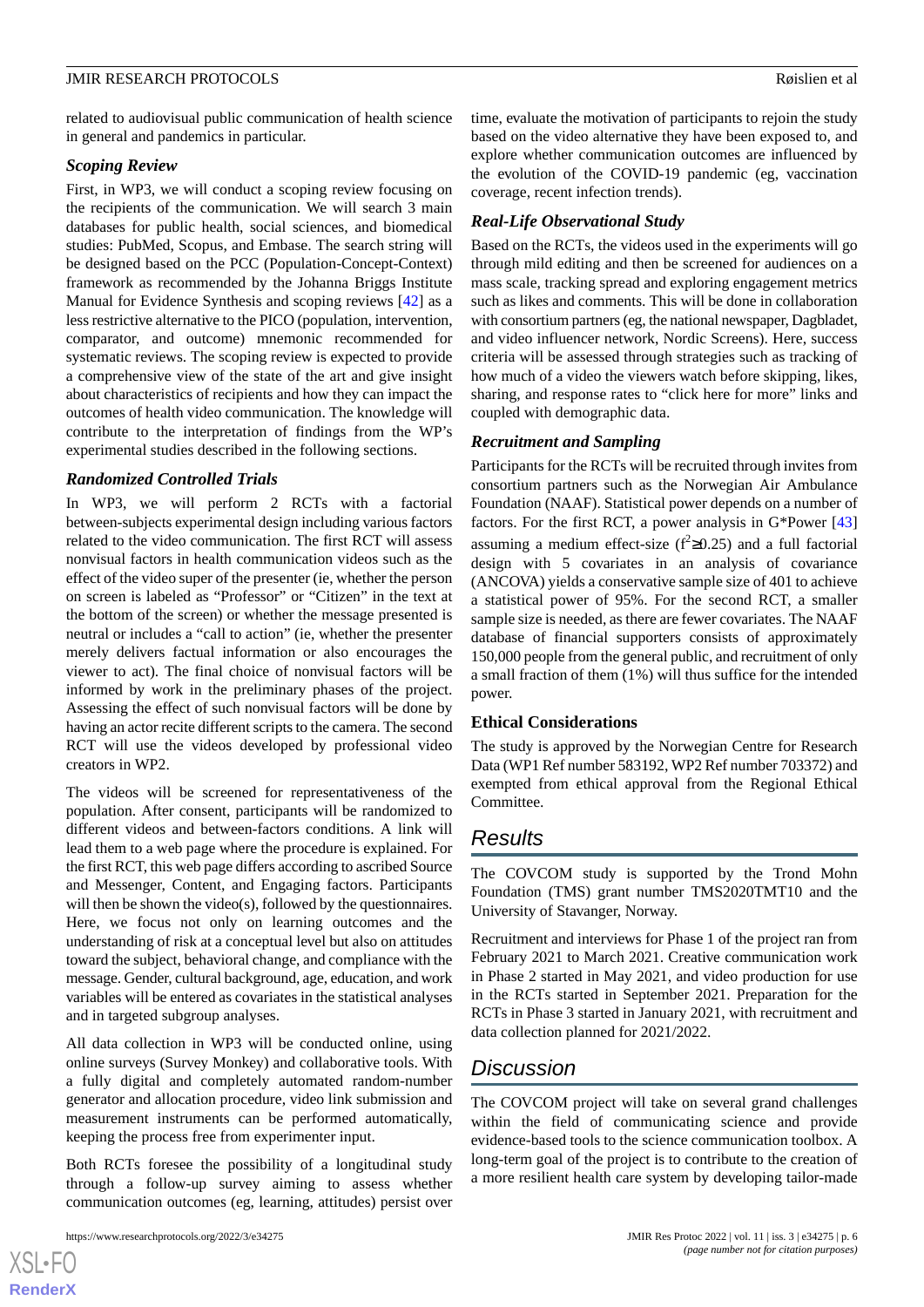related to audiovisual public communication of health science in general and pandemics in particular.

### Scoping Review

First, in WP3, we will conduct a scoping review focusing on the recipients of the communication. We will search 3 main databases for public health, social sciences, and biomedical studies: PubMed, Scopus, and Embase. The search string will be designed based on the PCC (Population-Concept-Context) framework as recommended by the Johanna Briggs Institute Manual for Evidence Synthesis and scoping reviews [42] as a less restrictive alternative to the PICO (population, intervention, comparator, and outcome) mnemonic recommended for systematic reviews. The scoping review is expected to provide a comprehensive view of the state of the art and give insight about characteristics of recipients and how they can impact the outcomes of health video communication. The knowledge will contribute to the interpretation of findings from the WP's experimental studies described in the following sections.

### Randomized Controlled Trials

In WP3, we will perform 2 RCTs with a factorial between-subjects experimental design including various factors related to the video communication. The first RCT will assess nonvisual factors in health communication videos such as the effect of the video super of the presenter (ie, whether the person on screen is labeled as "Professor" or "Citizen" in the text at the bottom of the screen) or whether the message presented is neutral or includes a "call to action" (ie, whether the presenter merely delivers factual information or also encourages the viewer to act). The final choice of nonvisual factors will be informed by work in the preliminary phases of the project. Assessing the effect of such nonvisual factors will be done by having an actor recite different scripts to the camera. The second RCT will use the videos developed by professional video creators in WP2.

The videos will be screened for representativeness of the population. After consent, participants will be randomized to different videos and between-factors conditions. A link will lead them to a web page where the procedure is explained. For the first RCT, this web page differs according to ascribed Source and Messenger, Content, and Engaging factors. Participants will then be shown the video(s), followed by the questionnaires. Here, we focus not only on learning outcomes and the understanding of risk at a conceptual level but also on attitudes toward the subject, behavioral change, and compliance with the message. Gender, cultural background, age, education, and work variables will be entered as covariates in the statistical analyses and in targeted subgroup analyses.

All data collection in WP3 will be conducted online, using online surveys (Survey Monkey) and collaborative tools. With a fully digital and completely automated random-number generator and allocation procedure, video link submission and measurement instruments can be performed automatically, keeping the process free from experimenter input.

Both RCTs foresee the possibility of a longitudinal study through a follow-up survey aiming to assess whether communication outcomes (eg, learning, attitudes) persist over time, evaluate the motivation of participants to rejoin the study based on the video alternative they have been exposed to, and explore whether communication outcomes are influenced by the evolution of the COVID-19 pandemic (eg, vaccination coverage, recent infection trends).

### Real-Life Observational Study

Based on the RCTs, the videos used in the experiments will go through mild editing and then be screened for audiences on a mass scale, tracking spread and exploring engagement metrics such as likes and comments. This will be done in collaboration with consortium partners (eg, the national newspaper, Dagbladet, and video influencer network, Nordic Screens). Here, success criteria will be assessed through strategies such as tracking of how much of a video the viewers watch before skipping, likes, sharing, and response rates to "click here for more" links and coupled with demographic data.

### Recruitment and Sampling

Participants for the RCTs will be recruited through invites from consortium partners such as the Norwegian Air Ambulance Foundation (NAAF). Statistical power depends on a number of factors. For the first RCT, a power analysis in G*Power [43] assuming a medium effect-size ($f^2 \geq 0.25$) and a full factorial design with 5 covariates in an analysis of covariance (ANCOVA) yields a conservative sample size of 401 to achieve a statistical power of 95%. For the second RCT, a smaller sample size is needed, as there are fewer covariates. The NAAF database of financial supporters consists of approximately 150,000 people from the general public, and recruitment of only a small fraction of them (1%) will thus suffice for the intended power.

### Ethical Considerations

The study is approved by the Norwegian Centre for Research Data (WP1 Ref number 583192, WP2 Ref number 703372) and exempted from ethical approval from the Regional Ethical Committee.

## Results

The COVCOM study is supported by the Trond Mohn Foundation (TMS) grant number TMS2020TMT10 and the University of Stavanger, Norway.

Recruitment and interviews for Phase 1 of the project ran from February 2021 to March 2021. Creative communication work in Phase 2 started in May 2021, and video production for use in the RCTs started in September 2021. Preparation for the RCTs in Phase 3 started in January 2021, with recruitment and data collection planned for 2021/2022.

## Discussion

The COVCOM project will take on several grand challenges within the field of communicating science and provide evidence-based tools to the science communication toolbox. A long-term goal of the project is to contribute to the creation of a more resilient health care system by developing tailor-made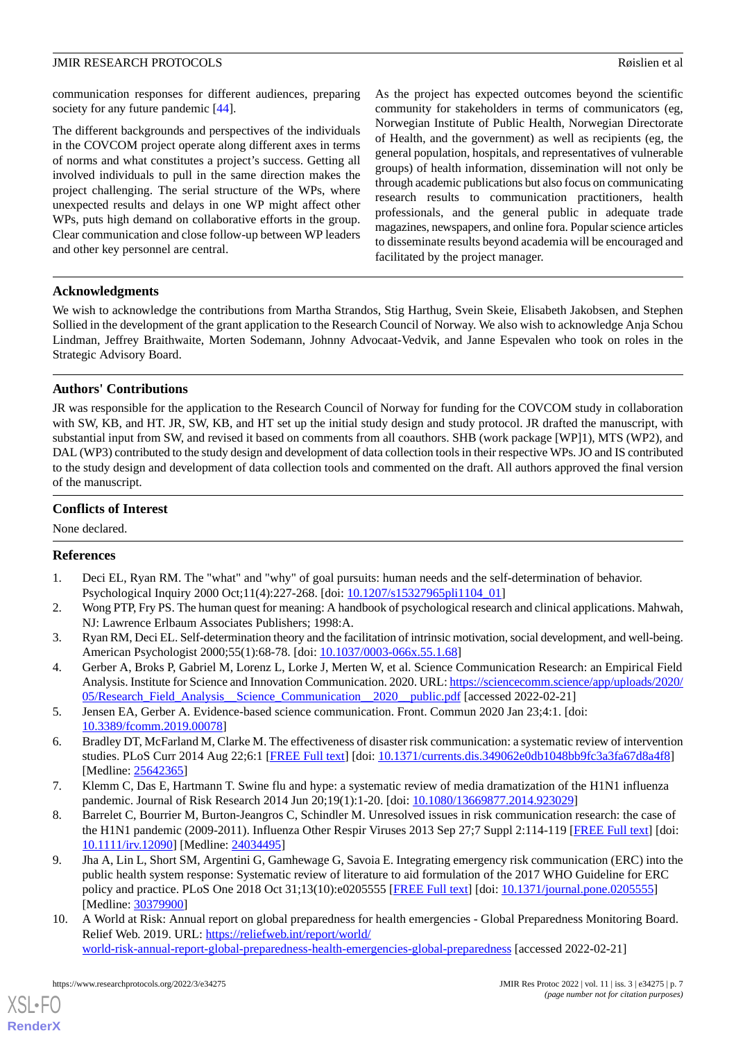communication responses for different audiences, preparing society for any future pandemic [44].

The different backgrounds and perspectives of the individuals in the COVCOM project operate along different axes in terms of norms and what constitutes a project's success. Getting all involved individuals to pull in the same direction makes the project challenging. The serial structure of the WPs, where unexpected results and delays in one WP might affect other WPs, puts high demand on collaborative efforts in the group. Clear communication and close follow-up between WP leaders and other key personnel are central.

As the project has expected outcomes beyond the scientific community for stakeholders in terms of communicators (eg, Norwegian Institute of Public Health, Norwegian Directorate of Health, and the government) as well as recipients (eg, the general population, hospitals, and representatives of vulnerable groups) of health information, dissemination will not only be through academic publications but also focus on communicating research results to communication practitioners, health professionals, and the general public in adequate trade magazines, newspapers, and online fora. Popular science articles to disseminate results beyond academia will be encouraged and facilitated by the project manager.

## Acknowledgments

We wish to acknowledge the contributions from Martha Strandos, Stig Harthug, Svein Skeie, Elisabeth Jakobsen, and Stephen Sollied in the development of the grant application to the Research Council of Norway. We also wish to acknowledge Anja Schou Lindman, Jeffrey Braithwaite, Morten Sodemann, Johnny Advocaat-Vedvik, and Janne Espevalen who took on roles in the Strategic Advisory Board.

## Authors' Contributions

JR was responsible for the application to the Research Council of Norway for funding for the COVCOM study in collaboration with SW, KB, and HT. JR, SW, KB, and HT set up the initial study design and study protocol. JR drafted the manuscript, with substantial input from SW, and revised it based on comments from all coauthors. SHB (work package [WP]1), MTS (WP2), and DAL (WP3) contributed to the study design and development of data collection tools in their respective WPs. JO and IS contributed to the study design and development of data collection tools and commented on the draft. All authors approved the final version of the manuscript.

## Conflicts of Interest

None declared.

## References

1. Deci EL, Ryan RM. The "what" and "why" of goal pursuits: human needs and the self-determination of behavior. Psychological Inquiry 2000 Oct;11(4):227-268. [doi: 10.1207/s15327965pli1104_01]
2. Wong PTP, Fry PS. The human quest for meaning: A handbook of psychological research and clinical applications. Mahwah, NJ: Lawrence Erlbaum Associates Publishers; 1998:A.
3. Ryan RM, Deci EL. Self-determination theory and the facilitation of intrinsic motivation, social development, and well-being. American Psychologist 2000;55(1):68-78. [doi: 10.1037/0003-066x.55.1.68]
4. Gerber A, Broks P, Gabriel M, Lorenz L, Lorke J, Merten W, et al. Science Communication Research: an Empirical Field Analysis. Institute for Science and Innovation Communication. 2020. URL: https://sciencecomm.science/app/uploads/2020/05/Research_Field_Analysis__Science_Communication__2020__public.pdf [accessed 2022-02-21]
5. Jensen EA, Gerber A. Evidence-based science communication. Front. Commun 2020 Jan 23;4:1. [doi: 10.3389/fcomm.2019.00078]
6. Bradley DT, McFarland M, Clarke M. The effectiveness of disaster risk communication: a systematic review of intervention studies. PLoS Curr 2014 Aug 22;6:1 [FREE Full text] [doi: 10.1371/currents.dis.349062e0db1048bb9fc3a3fa67d8a4f8] [Medline: 25642365]
7. Klemm C, Das E, Hartmann T. Swine flu and hype: a systematic review of media dramatization of the H1N1 influenza pandemic. Journal of Risk Research 2014 Jun 20;19(1):1-20. [doi: 10.1080/13669877.2014.923029]
8. Barrelet C, Bourrier M, Burton-Jeangros C, Schindler M. Unresolved issues in risk communication research: the case of the H1N1 pandemic (2009-2011). Influenza Other Respir Viruses 2013 Sep 27;7 Suppl 2:114-119 [FREE Full text] [doi: 10.1111/irv.12090] [Medline: 24034495]
9. Jha A, Lin L, Short SM, Argentini G, Gamhewage G, Savoia E. Integrating emergency risk communication (ERC) into the public health system response: Systematic review of literature to aid formulation of the 2017 WHO Guideline for ERC policy and practice. PLoS One 2018 Oct 31;13(10):e0205555 [FREE Full text] [doi: 10.1371/journal.pone.0205555] [Medline: 30379900]
10. A World at Risk: Annual report on global preparedness for health emergencies - Global Preparedness Monitoring Board. Relief Web. 2019. URL: https://reliefweb.int/report/world/world-risk-annual-report-global-preparedness-health-emergencies-global-preparedness [accessed 2022-02-21]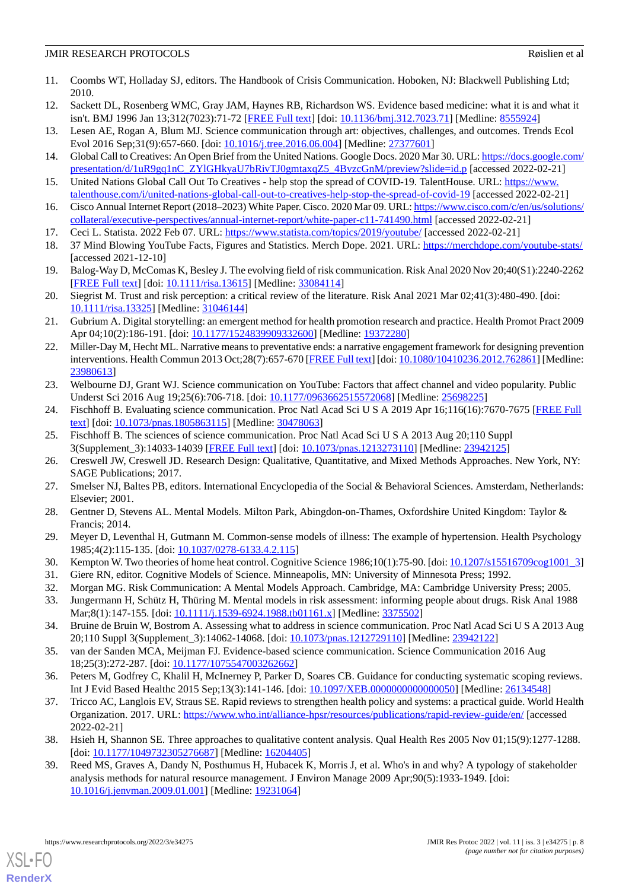11. Coombs WT, Holladay SJ, editors. The Handbook of Crisis Communication. Hoboken, NJ: Blackwell Publishing Ltd; 2010.
12. Sackett DL, Rosenberg WMC, Gray JAM, Haynes RB, Richardson WS. Evidence based medicine: what it is and what it isn't. BMJ 1996 Jan 13;312(7023):71-72 [FREE Full text] [doi: 10.1136/bmj.312.7023.71] [Medline: 8555924]
13. Lesen AE, Rogan A, Blum MJ. Science communication through art: objectives, challenges, and outcomes. Trends Ecol Evol 2016 Sep;31(9):657-660. [doi: 10.1016/j.tree.2016.06.004] [Medline: 27377601]
14. Global Call to Creatives: An Open Brief from the United Nations. Google Docs. 2020 Mar 30. URL: https://docs.google.com/presentation/d/1uR9gq1nC_ZYlGHkyaU7bRivTJ0gmtaxqZ5_4BvzcGnM/preview?slide=id.p [accessed 2022-02-21]
15. United Nations Global Call Out To Creatives - help stop the spread of COVID-19. TalentHouse. URL: https://www.talenthouse.com/i/united-nations-global-call-out-to-creatives-help-stop-the-spread-of-covid-19 [accessed 2022-02-21]
16. Cisco Annual Internet Report (2018–2023) White Paper. Cisco. 2020 Mar 09. URL: https://www.cisco.com/c/en/us/solutions/collateral/executive-perspectives/annual-internet-report/white-paper-c11-741490.html [accessed 2022-02-21]
17. Ceci L. Statista. 2022 Feb 07. URL: https://www.statista.com/topics/2019/youtube/ [accessed 2022-02-21]
18. 37 Mind Blowing YouTube Facts, Figures and Statistics. Merch Dope. 2021. URL: https://merchdope.com/youtube-stats/ [accessed 2021-12-10]
19. Balog-Way D, McComas K, Besley J. The evolving field of risk communication. Risk Anal 2020 Nov 20;40(S1):2240-2262 [FREE Full text] [doi: 10.1111/risa.13615] [Medline: 33084114]
20. Siegrist M. Trust and risk perception: a critical review of the literature. Risk Anal 2021 Mar 02;41(3):480-490. [doi: 10.1111/risa.13325] [Medline: 31046144]
21. Gubrium A. Digital storytelling: an emergent method for health promotion research and practice. Health Promot Pract 2009 Apr 04;10(2):186-191. [doi: 10.1177/1524839909332600] [Medline: 19372280]
22. Miller-Day M, Hecht ML. Narrative means to preventative ends: a narrative engagement framework for designing prevention interventions. Health Commun 2013 Oct;28(7):657-670 [FREE Full text] [doi: 10.1080/10410236.2012.762861] [Medline: 23980613]
23. Welbourne DJ, Grant WJ. Science communication on YouTube: Factors that affect channel and video popularity. Public Underst Sci 2016 Aug 19;25(6):706-718. [doi: 10.1177/0963662515572068] [Medline: 25698225]
24. Fischhoff B. Evaluating science communication. Proc Natl Acad Sci U S A 2019 Apr 16;116(16):7670-7675 [FREE Full text] [doi: 10.1073/pnas.1805863115] [Medline: 30478063]
25. Fischhoff B. The sciences of science communication. Proc Natl Acad Sci U S A 2013 Aug 20;110 Suppl 3(Supplement_3):14033-14039 [FREE Full text] [doi: 10.1073/pnas.1213273110] [Medline: 23942125]
26. Creswell JW, Creswell JD. Research Design: Qualitative, Quantitative, and Mixed Methods Approaches. New York, NY: SAGE Publications; 2017.
27. Smelser NJ, Baltes PB, editors. International Encyclopedia of the Social & Behavioral Sciences. Amsterdam, Netherlands: Elsevier; 2001.
28. Gentner D, Stevens AL. Mental Models. Milton Park, Abingdon-on-Thames, Oxfordshire United Kingdom: Taylor & Francis; 2014.
29. Meyer D, Leventhal H, Gutmann M. Common-sense models of illness: The example of hypertension. Health Psychology 1985;4(2):115-135. [doi: 10.1037/0278-6133.4.2.115]
30. Kempton W. Two theories of home heat control. Cognitive Science 1986;10(1):75-90. [doi: 10.1207/s15516709cog1001_3]
31. Giere RN, editor. Cognitive Models of Science. Minneapolis, MN: University of Minnesota Press; 1992.
32. Morgan MG. Risk Communication: A Mental Models Approach. Cambridge, MA: Cambridge University Press; 2005.
33. Jungermann H, Schütz H, Thüring M. Mental models in risk assessment: informing people about drugs. Risk Anal 1988 Mar;8(1):147-155. [doi: 10.1111/j.1539-6924.1988.tb01161.x] [Medline: 3375502]
34. Bruine de Bruin W, Bostrom A. Assessing what to address in science communication. Proc Natl Acad Sci U S A 2013 Aug 20;110 Suppl 3(Supplement_3):14062-14068. [doi: 10.1073/pnas.1212729110] [Medline: 23942122]
35. van der Sanden MCA, Meijman FJ. Evidence-based science communication. Science Communication 2016 Aug 18;25(3):272-287. [doi: 10.1177/1075547003262662]
36. Peters M, Godfrey C, Khalil H, McInerney P, Parker D, Soares CB. Guidance for conducting systematic scoping reviews. Int J Evid Based Healthc 2015 Sep;13(3):141-146. [doi: 10.1097/XEB.0000000000000050] [Medline: 26134548]
37. Tricco AC, Langlois EV, Straus SE. Rapid reviews to strengthen health policy and systems: a practical guide. World Health Organization. 2017. URL: https://www.who.int/alliance-hpsr/resources/publications/rapid-review-guide/en/ [accessed 2022-02-21]
38. Hsieh H, Shannon SE. Three approaches to qualitative content analysis. Qual Health Res 2005 Nov 01;15(9):1277-1288. [doi: 10.1177/1049732305276687] [Medline: 16204405]
39. Reed MS, Graves A, Dandy N, Posthumus H, Hubacek K, Morris J, et al. Who's in and why? A typology of stakeholder analysis methods for natural resource management. J Environ Manage 2009 Apr;90(5):1933-1949. [doi: 10.1016/j.jenvman.2009.01.001] [Medline: 19231064]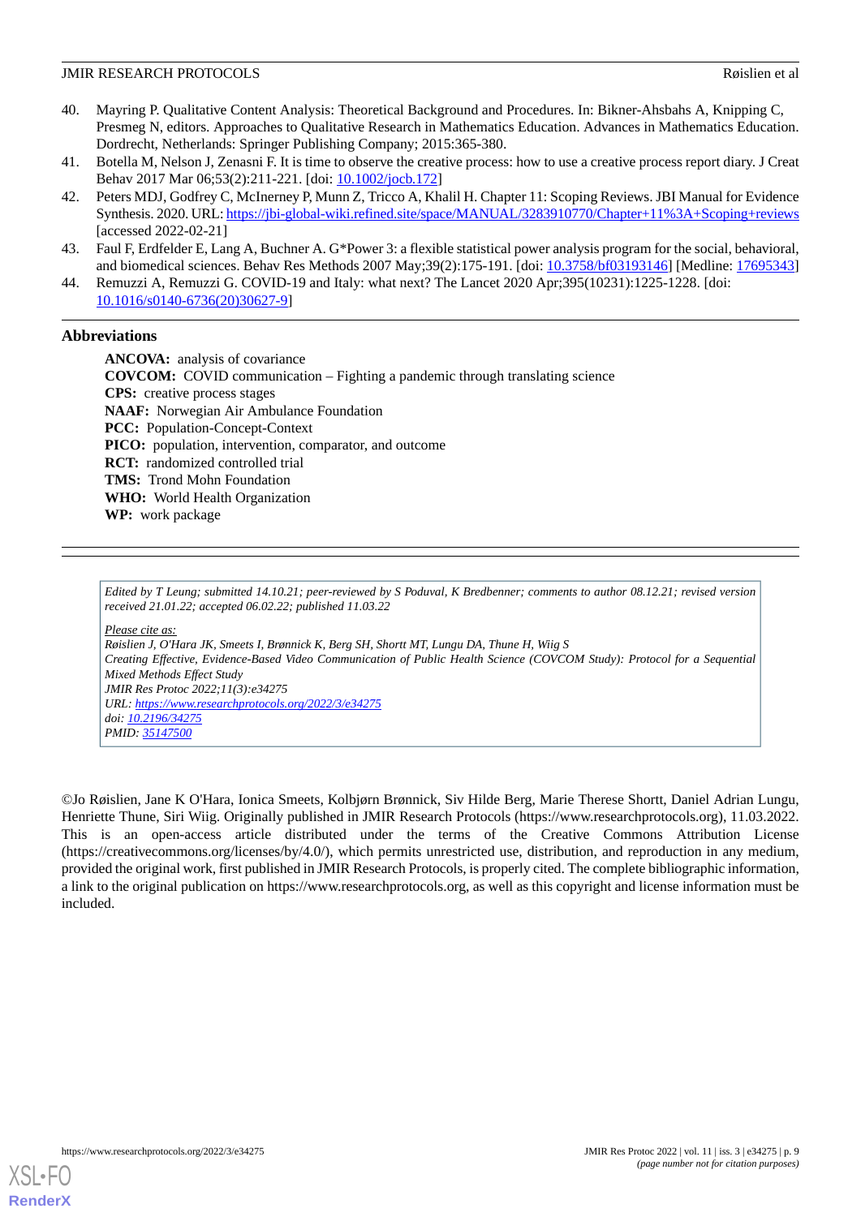40. Mayring P. Qualitative Content Analysis: Theoretical Background and Procedures. In: Bikner-Ahsbahs A, Knipping C, Presmeg N, editors. Approaches to Qualitative Research in Mathematics Education. Advances in Mathematics Education. Dordrecht, Netherlands: Springer Publishing Company; 2015:365-380.
41. Botella M, Nelson J, Zenasni F. It is time to observe the creative process: how to use a creative process report diary. J Creat Behav 2017 Mar 06;53(2):211-221. [doi: 10.1002/jocb.172]
42. Peters MDJ, Godfrey C, McInerney P, Munn Z, Tricco A, Khalil H. Chapter 11: Scoping Reviews. JBI Manual for Evidence Synthesis. 2020. URL: https://jbi-global-wiki.refined.site/space/MANUAL/3283910770/Chapter+11%3A+Scoping+reviews [accessed 2022-02-21]
43. Faul F, Erdfelder E, Lang A, Buchner A. G*Power 3: a flexible statistical power analysis program for the social, behavioral, and biomedical sciences. Behav Res Methods 2007 May;39(2):175-191. [doi: 10.3758/bf03193146] [Medline: 17695343]
44. Remuzzi A, Remuzzi G. COVID-19 and Italy: what next? The Lancet 2020 Apr;395(10231):1225-1228. [doi: 10.1016/s0140-6736(20)30627-9]

## Abbreviations

**ANCOVA:** analysis of covariance
**COVCOM:** COVID communication – Fighting a pandemic through translating science
**CPS:** creative process stages
**NAAF:** Norwegian Air Ambulance Foundation
**PCC:** Population-Concept-Context
**PICO:** population, intervention, comparator, and outcome
**RCT:** randomized controlled trial
**TMS:** Trond Mohn Foundation
**WHO:** World Health Organization
**WP:** work package

---

*Edited by T Leung; submitted 14.10.21; peer-reviewed by S Poduval, K Bredbenner; comments to author 08.12.21; revised version received 21.01.22; accepted 06.02.22; published 11.03.22*

*Please cite as:*
*Røislien J, O'Hara JK, Smeets I, Brønnick K, Berg SH, Shortt MT, Lungu DA, Thune H, Wiig S*
*Creating Effective, Evidence-Based Video Communication of Public Health Science (COVCOM Study): Protocol for a Sequential Mixed Methods Effect Study*
*JMIR Res Protoc 2022;11(3):e34275*
*URL: https://www.researchprotocols.org/2022/3/e34275*
*doi: 10.2196/34275*
*PMID: 35147500*

©Jo Røislien, Jane K O'Hara, Ionica Smeets, Kolbjørn Brønnick, Siv Hilde Berg, Marie Therese Shortt, Daniel Adrian Lungu, Henriette Thune, Siri Wiig. Originally published in JMIR Research Protocols (https://www.researchprotocols.org), 11.03.2022. This is an open-access article distributed under the terms of the Creative Commons Attribution License (https://creativecommons.org/licenses/by/4.0/), which permits unrestricted use, distribution, and reproduction in any medium, provided the original work, first published in JMIR Research Protocols, is properly cited. The complete bibliographic information, a link to the original publication on https://www.researchprotocols.org, as well as this copyright and license information must be included.